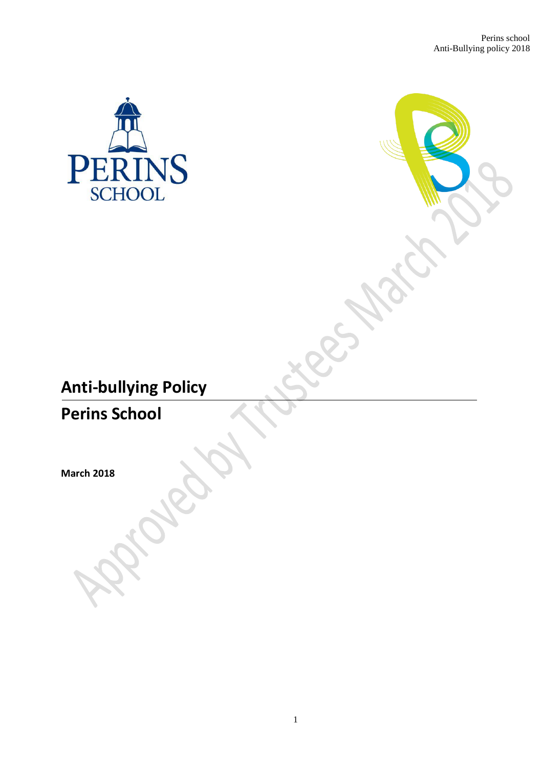# Anti-bullying Policy

## Perins School

**March 2018**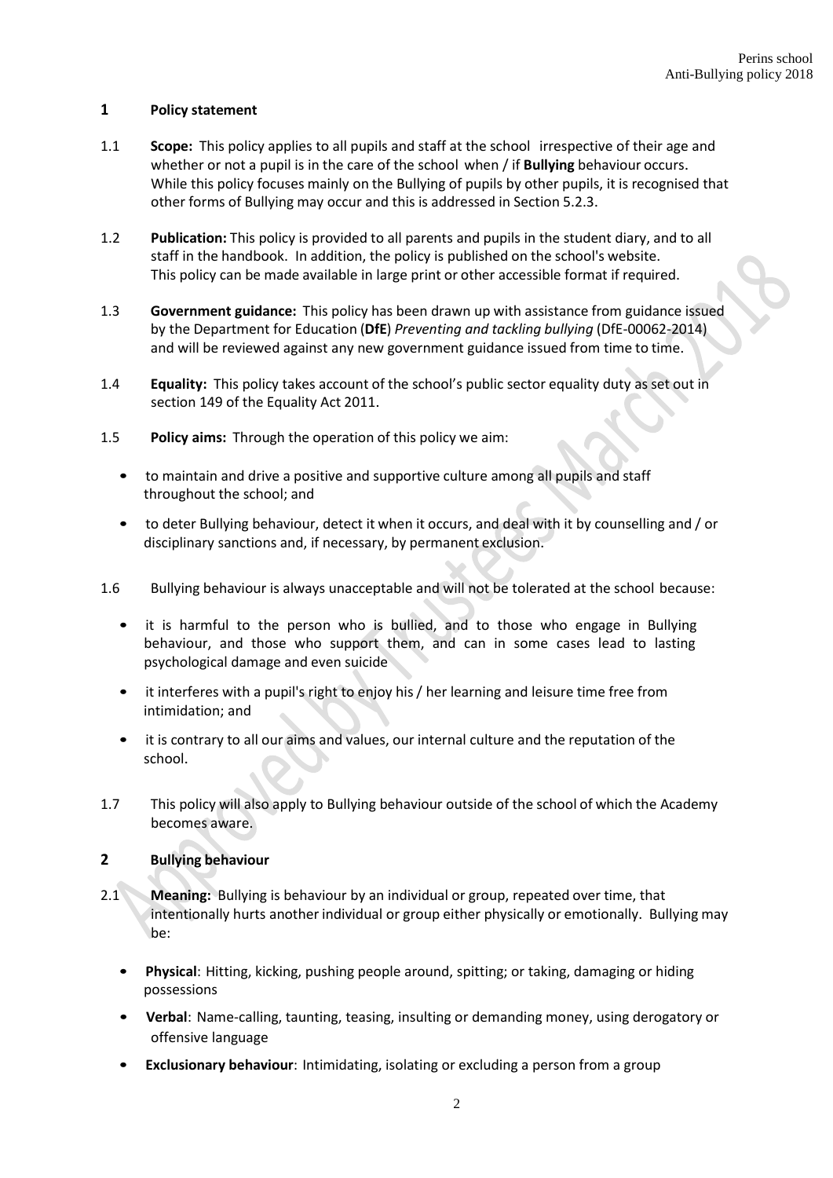## 1 Policy statement

1.1 **Scope:** This policy applies to all pupils and staff at the school irrespective of their age and whether or not a pupil is in the care of the school when / if **Bullying** behaviour occurs. While this policy focuses mainly on the Bullying of pupils by other pupils, it is recognised that other forms of Bullying may occur and this is addressed in Section 5.2.3.

1.2 **Publication:** This policy is provided to all parents and pupils in the student diary, and to all staff in the handbook. In addition, the policy is published on the school's website. This policy can be made available in large print or other accessible format if required.

1.3 **Government guidance:** This policy has been drawn up with assistance from guidance issued by the Department for Education (**DfE**) *Preventing and tackling bullying* (DfE-00062-2014) and will be reviewed against any new government guidance issued from time to time.

1.4 **Equality:** This policy takes account of the school's public sector equality duty as set out in section 149 of the Equality Act 2011.

1.5 **Policy aims:** Through the operation of this policy we aim:

- to maintain and drive a positive and supportive culture among all pupils and staff throughout the school; and
- to deter Bullying behaviour, detect it when it occurs, and deal with it by counselling and / or disciplinary sanctions and, if necessary, by permanent exclusion.

1.6 Bullying behaviour is always unacceptable and will not be tolerated at the school because:

- it is harmful to the person who is bullied, and to those who engage in Bullying behaviour, and those who support them, and can in some cases lead to lasting psychological damage and even suicide
- it interferes with a pupil's right to enjoy his / her learning and leisure time free from intimidation; and
- it is contrary to all our aims and values, our internal culture and the reputation of the school.

1.7 This policy will also apply to Bullying behaviour outside of the school of which the Academy becomes aware.

## 2 Bullying behaviour

2.1 **Meaning:** Bullying is behaviour by an individual or group, repeated over time, that intentionally hurts another individual or group either physically or emotionally. Bullying may be:

- **Physical**: Hitting, kicking, pushing people around, spitting; or taking, damaging or hiding possessions
- **Verbal**: Name-calling, taunting, teasing, insulting or demanding money, using derogatory or offensive language
- **Exclusionary behaviour**: Intimidating, isolating or excluding a person from a group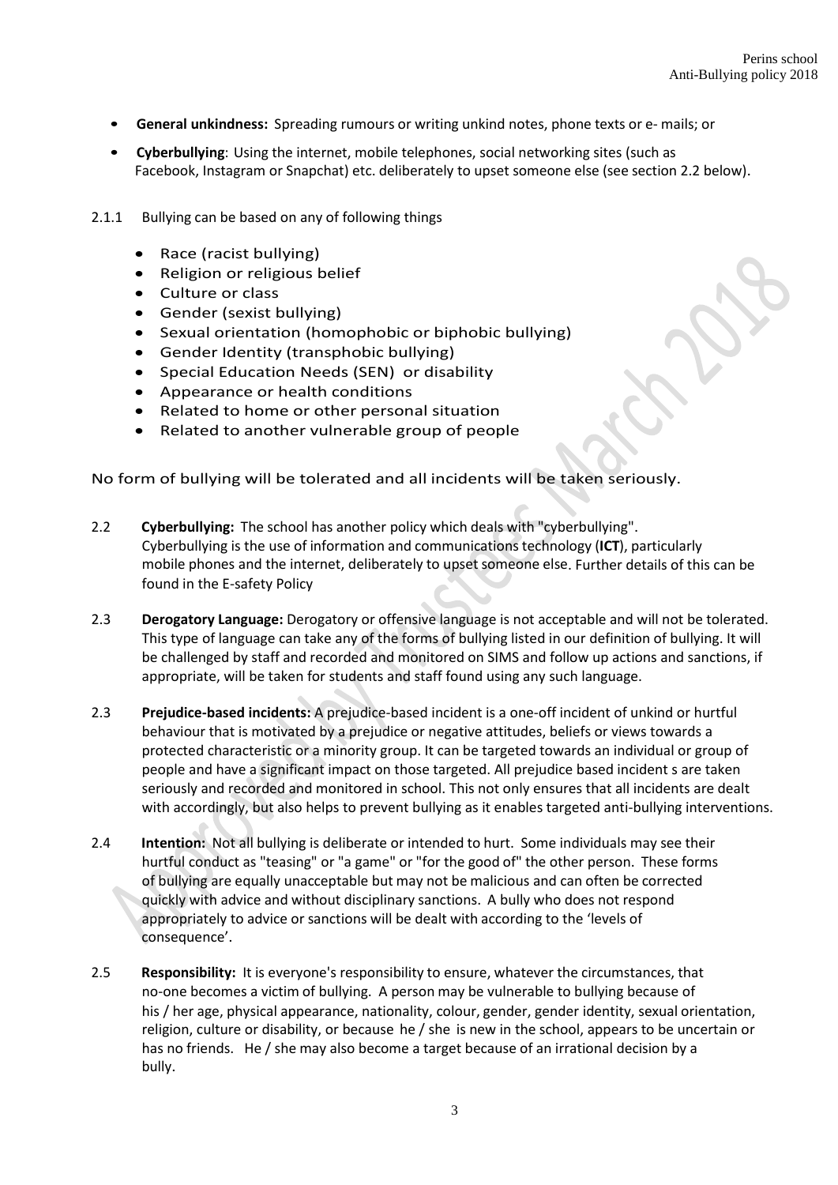- **General unkindness:** Spreading rumours or writing unkind notes, phone texts or e- mails; or
- **Cyberbullying**: Using the internet, mobile telephones, social networking sites (such as Facebook, Instagram or Snapchat) etc. deliberately to upset someone else (see section 2.2 below).

2.1.1 Bullying can be based on any of following things

- Race (racist bullying)
- Religion or religious belief
- Culture or class
- Gender (sexist bullying)
- Sexual orientation (homophobic or biphobic bullying)
- Gender Identity (transphobic bullying)
- Special Education Needs (SEN) or disability
- Appearance or health conditions
- Related to home or other personal situation
- Related to another vulnerable group of people

No form of bullying will be tolerated and all incidents will be taken seriously.

2.2 **Cyberbullying:** The school has another policy which deals with "cyberbullying". Cyberbullying is the use of information and communications technology (**ICT**), particularly mobile phones and the internet, deliberately to upset someone else. Further details of this can be found in the E-safety Policy

2.3 **Derogatory Language:** Derogatory or offensive language is not acceptable and will not be tolerated. This type of language can take any of the forms of bullying listed in our definition of bullying. It will be challenged by staff and recorded and monitored on SIMS and follow up actions and sanctions, if appropriate, will be taken for students and staff found using any such language.

2.3 **Prejudice-based incidents:** A prejudice-based incident is a one-off incident of unkind or hurtful behaviour that is motivated by a prejudice or negative attitudes, beliefs or views towards a protected characteristic or a minority group. It can be targeted towards an individual or group of people and have a significant impact on those targeted. All prejudice based incident s are taken seriously and recorded and monitored in school. This not only ensures that all incidents are dealt with accordingly, but also helps to prevent bullying as it enables targeted anti-bullying interventions.

2.4 **Intention:** Not all bullying is deliberate or intended to hurt. Some individuals may see their hurtful conduct as "teasing" or "a game" or "for the good of" the other person. These forms of bullying are equally unacceptable but may not be malicious and can often be corrected quickly with advice and without disciplinary sanctions. A bully who does not respond appropriately to advice or sanctions will be dealt with according to the 'levels of consequence'.

2.5 **Responsibility:** It is everyone's responsibility to ensure, whatever the circumstances, that no-one becomes a victim of bullying. A person may be vulnerable to bullying because of his / her age, physical appearance, nationality, colour, gender, gender identity, sexual orientation, religion, culture or disability, or because he / she is new in the school, appears to be uncertain or has no friends. He / she may also become a target because of an irrational decision by a bully.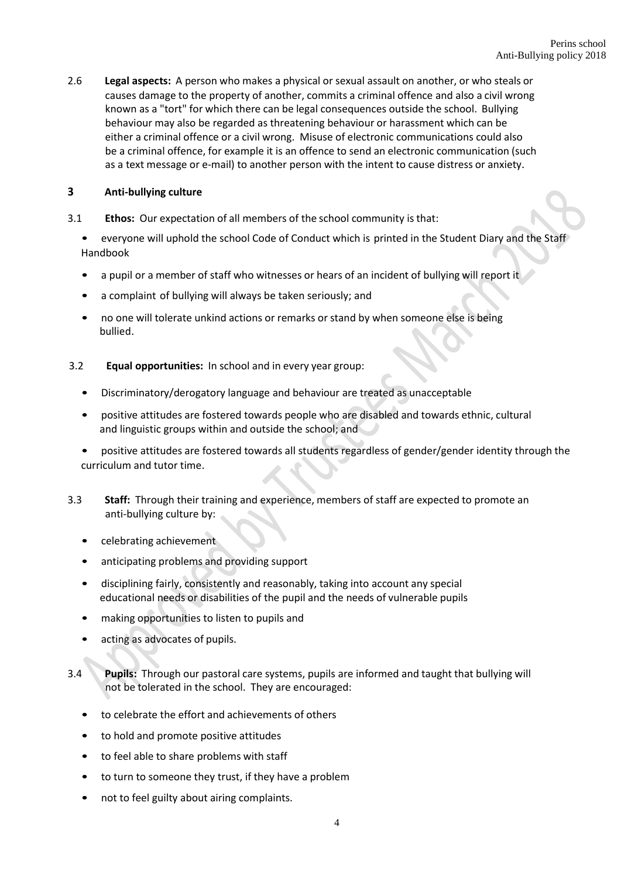2.6 **Legal aspects:** A person who makes a physical or sexual assault on another, or who steals or causes damage to the property of another, commits a criminal offence and also a civil wrong known as a "tort" for which there can be legal consequences outside the school. Bullying behaviour may also be regarded as threatening behaviour or harassment which can be either a criminal offence or a civil wrong. Misuse of electronic communications could also be a criminal offence, for example it is an offence to send an electronic communication (such as a text message or e-mail) to another person with the intent to cause distress or anxiety.

## 3 Anti-bullying culture

3.1 **Ethos:** Our expectation of all members of the school community is that:

- everyone will uphold the school Code of Conduct which is printed in the Student Diary and the Staff Handbook
- a pupil or a member of staff who witnesses or hears of an incident of bullying will report it
- a complaint of bullying will always be taken seriously; and
- no one will tolerate unkind actions or remarks or stand by when someone else is being bullied.

3.2 **Equal opportunities:** In school and in every year group:

- Discriminatory/derogatory language and behaviour are treated as unacceptable
- positive attitudes are fostered towards people who are disabled and towards ethnic, cultural and linguistic groups within and outside the school; and
- positive attitudes are fostered towards all students regardless of gender/gender identity through the curriculum and tutor time.

3.3 **Staff:** Through their training and experience, members of staff are expected to promote an anti-bullying culture by:

- celebrating achievement
- anticipating problems and providing support
- disciplining fairly, consistently and reasonably, taking into account any special educational needs or disabilities of the pupil and the needs of vulnerable pupils
- making opportunities to listen to pupils and
- acting as advocates of pupils.

3.4 **Pupils:** Through our pastoral care systems, pupils are informed and taught that bullying will not be tolerated in the school. They are encouraged:

- to celebrate the effort and achievements of others
- to hold and promote positive attitudes
- to feel able to share problems with staff
- to turn to someone they trust, if they have a problem
- not to feel guilty about airing complaints.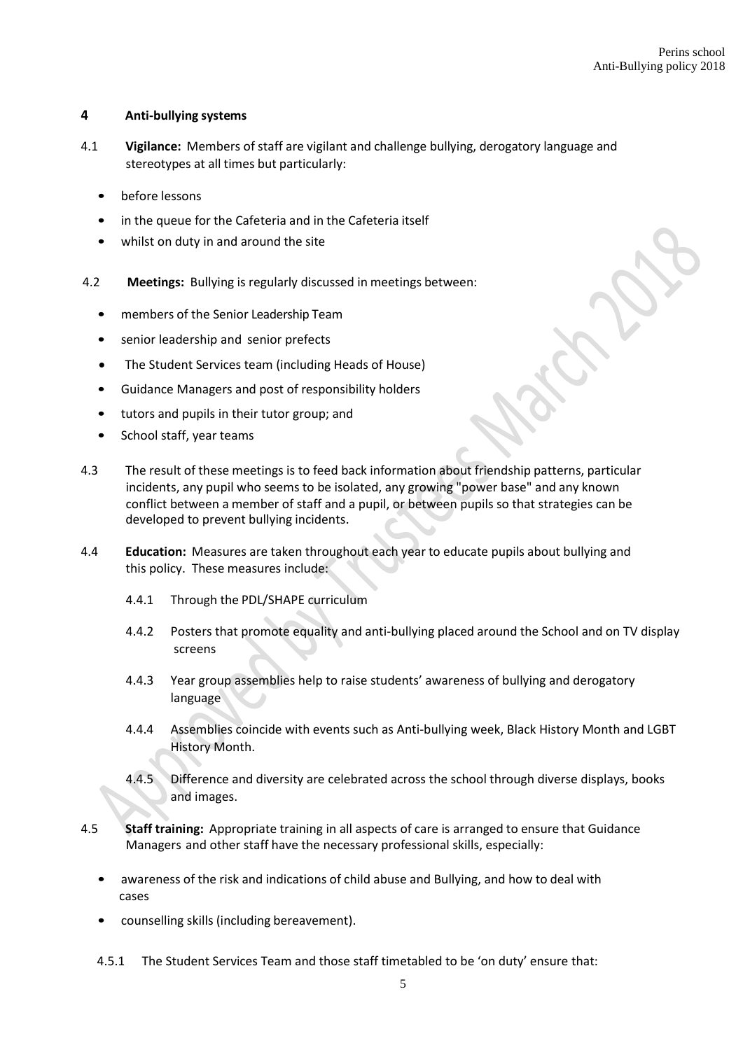## 4 Anti-bullying systems

4.1 **Vigilance:** Members of staff are vigilant and challenge bullying, derogatory language and stereotypes at all times but particularly:

- before lessons
- in the queue for the Cafeteria and in the Cafeteria itself
- whilst on duty in and around the site

4.2 **Meetings:** Bullying is regularly discussed in meetings between:

- members of the Senior Leadership Team
- senior leadership and senior prefects
- The Student Services team (including Heads of House)
- Guidance Managers and post of responsibility holders
- tutors and pupils in their tutor group; and
- School staff, year teams

4.3 The result of these meetings is to feed back information about friendship patterns, particular incidents, any pupil who seems to be isolated, any growing "power base" and any known conflict between a member of staff and a pupil, or between pupils so that strategies can be developed to prevent bullying incidents.

4.4 **Education:** Measures are taken throughout each year to educate pupils about bullying and this policy. These measures include:

4.4.1 Through the PDL/SHAPE curriculum

4.4.2 Posters that promote equality and anti-bullying placed around the School and on TV display screens

4.4.3 Year group assemblies help to raise students' awareness of bullying and derogatory language

4.4.4 Assemblies coincide with events such as Anti-bullying week, Black History Month and LGBT History Month.

4.4.5 Difference and diversity are celebrated across the school through diverse displays, books and images.

4.5 **Staff training:** Appropriate training in all aspects of care is arranged to ensure that Guidance Managers and other staff have the necessary professional skills, especially:

- awareness of the risk and indications of child abuse and Bullying, and how to deal with cases
- counselling skills (including bereavement).

4.5.1 The Student Services Team and those staff timetabled to be 'on duty' ensure that: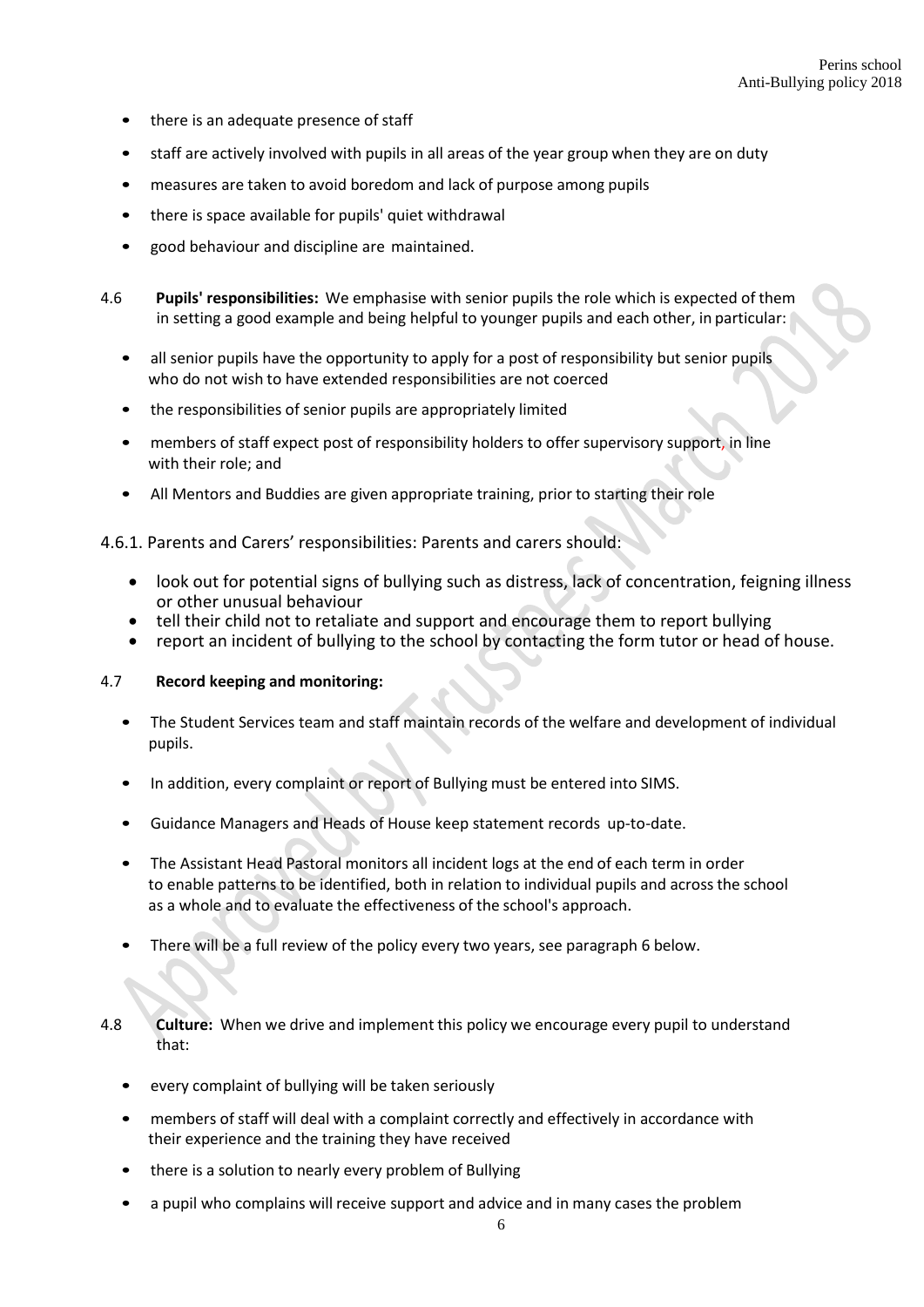- there is an adequate presence of staff
- staff are actively involved with pupils in all areas of the year group when they are on duty
- measures are taken to avoid boredom and lack of purpose among pupils
- there is space available for pupils' quiet withdrawal
- good behaviour and discipline are maintained.

4.6 **Pupils' responsibilities:** We emphasise with senior pupils the role which is expected of them in setting a good example and being helpful to younger pupils and each other, in particular:

- all senior pupils have the opportunity to apply for a post of responsibility but senior pupils who do not wish to have extended responsibilities are not coerced
- the responsibilities of senior pupils are appropriately limited
- members of staff expect post of responsibility holders to offer supervisory support, in line with their role; and
- All Mentors and Buddies are given appropriate training, prior to starting their role

4.6.1. Parents and Carers' responsibilities: Parents and carers should:

- look out for potential signs of bullying such as distress, lack of concentration, feigning illness or other unusual behaviour
- tell their child not to retaliate and support and encourage them to report bullying
- report an incident of bullying to the school by contacting the form tutor or head of house.

4.7 **Record keeping and monitoring:**

- The Student Services team and staff maintain records of the welfare and development of individual pupils.
- In addition, every complaint or report of Bullying must be entered into SIMS.
- Guidance Managers and Heads of House keep statement records up-to-date.
- The Assistant Head Pastoral monitors all incident logs at the end of each term in order to enable patterns to be identified, both in relation to individual pupils and across the school as a whole and to evaluate the effectiveness of the school's approach.
- There will be a full review of the policy every two years, see paragraph 6 below.

4.8 **Culture:** When we drive and implement this policy we encourage every pupil to understand that:

- every complaint of bullying will be taken seriously
- members of staff will deal with a complaint correctly and effectively in accordance with their experience and the training they have received
- there is a solution to nearly every problem of Bullying
- a pupil who complains will receive support and advice and in many cases the problem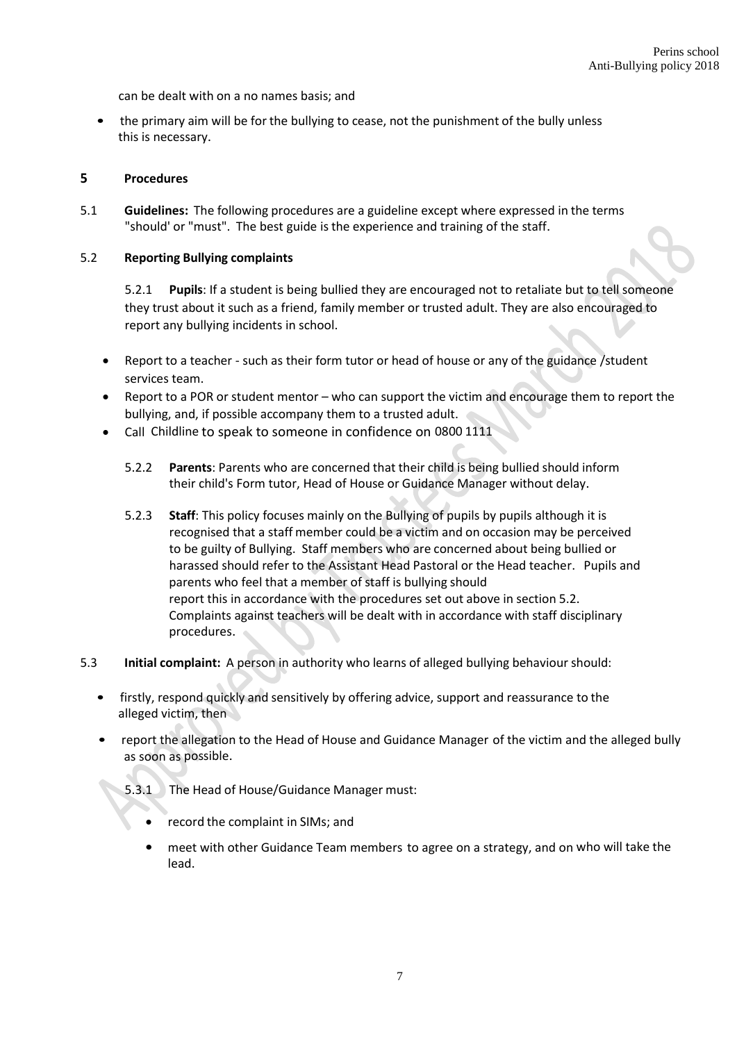can be dealt with on a no names basis; and

- the primary aim will be for the bullying to cease, not the punishment of the bully unless this is necessary.

## 5 Procedures

5.1 **Guidelines:** The following procedures are a guideline except where expressed in the terms "should' or "must". The best guide is the experience and training of the staff.

5.2 **Reporting Bullying complaints**

5.2.1 **Pupils**: If a student is being bullied they are encouraged not to retaliate but to tell someone they trust about it such as a friend, family member or trusted adult. They are also encouraged to report any bullying incidents in school.

- Report to a teacher - such as their form tutor or head of house or any of the guidance /student services team.
- Report to a POR or student mentor – who can support the victim and encourage them to report the bullying, and, if possible accompany them to a trusted adult.
- Call Childline to speak to someone in confidence on 0800 1111

5.2.2 **Parents**: Parents who are concerned that their child is being bullied should inform their child's Form tutor, Head of House or Guidance Manager without delay.

5.2.3 **Staff**: This policy focuses mainly on the Bullying of pupils by pupils although it is recognised that a staff member could be a victim and on occasion may be perceived to be guilty of Bullying. Staff members who are concerned about being bullied or harassed should refer to the Assistant Head Pastoral or the Head teacher. Pupils and parents who feel that a member of staff is bullying should report this in accordance with the procedures set out above in section 5.2. Complaints against teachers will be dealt with in accordance with staff disciplinary procedures.

5.3 **Initial complaint:** A person in authority who learns of alleged bullying behaviour should:

- firstly, respond quickly and sensitively by offering advice, support and reassurance to the alleged victim, then
- report the allegation to the Head of House and Guidance Manager of the victim and the alleged bully as soon as possible.

5.3.1 The Head of House/Guidance Manager must:

- record the complaint in SIMs; and
- meet with other Guidance Team members to agree on a strategy, and on who will take the lead.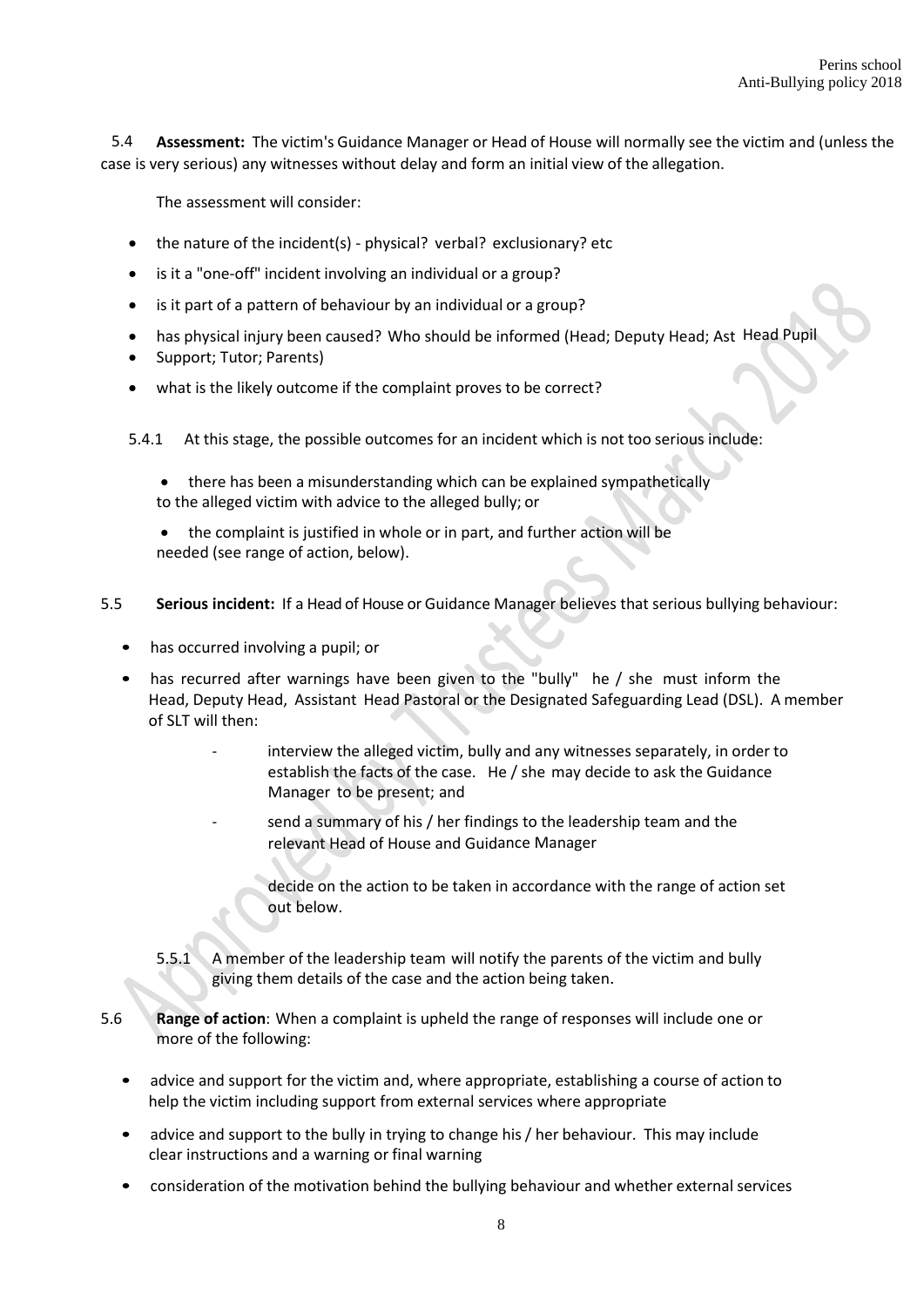5.4 **Assessment:** The victim's Guidance Manager or Head of House will normally see the victim and (unless the case is very serious) any witnesses without delay and form an initial view of the allegation.

The assessment will consider:

- the nature of the incident(s) - physical? verbal? exclusionary? etc
- is it a "one-off" incident involving an individual or a group?
- is it part of a pattern of behaviour by an individual or a group?
- has physical injury been caused? Who should be informed (Head; Deputy Head; Ast Head Pupil
- Support; Tutor; Parents)
- what is the likely outcome if the complaint proves to be correct?

5.4.1 At this stage, the possible outcomes for an incident which is not too serious include:

- there has been a misunderstanding which can be explained sympathetically to the alleged victim with advice to the alleged bully; or
- the complaint is justified in whole or in part, and further action will be needed (see range of action, below).

5.5 **Serious incident:** If a Head of House or Guidance Manager believes that serious bullying behaviour:

- has occurred involving a pupil; or
- has recurred after warnings have been given to the "bully" he / she must inform the Head, Deputy Head, Assistant Head Pastoral or the Designated Safeguarding Lead (DSL). A member of SLT will then:
  - interview the alleged victim, bully and any witnesses separately, in order to establish the facts of the case. He / she may decide to ask the Guidance Manager to be present; and
  - send a summary of his / her findings to the leadership team and the relevant Head of House and Guidance Manager

    decide on the action to be taken in accordance with the range of action set out below.

5.5.1 A member of the leadership team will notify the parents of the victim and bully giving them details of the case and the action being taken.

5.6 **Range of action**: When a complaint is upheld the range of responses will include one or more of the following:

- advice and support for the victim and, where appropriate, establishing a course of action to help the victim including support from external services where appropriate
- advice and support to the bully in trying to change his / her behaviour. This may include clear instructions and a warning or final warning
- consideration of the motivation behind the bullying behaviour and whether external services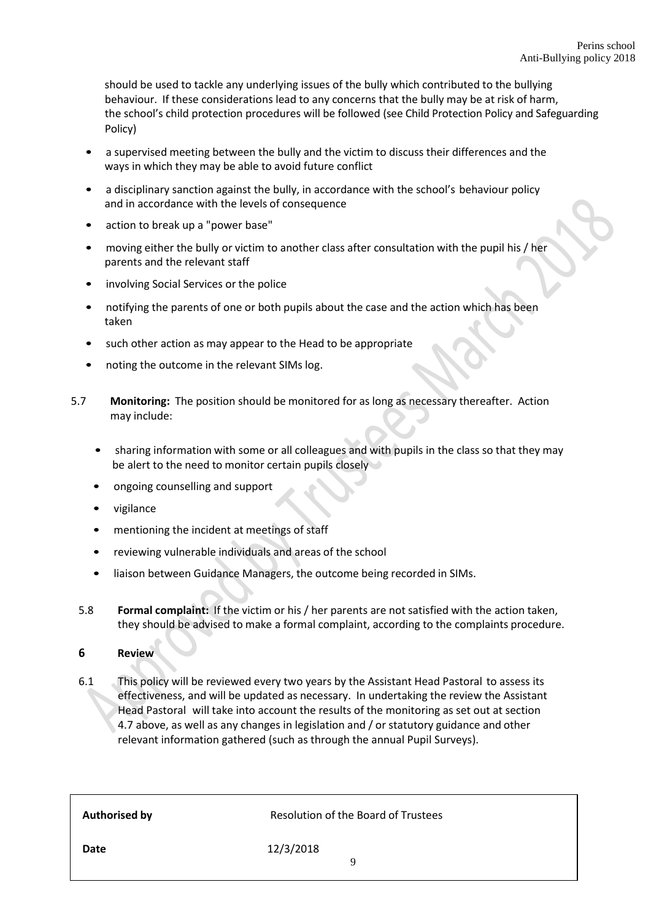should be used to tackle any underlying issues of the bully which contributed to the bullying behaviour. If these considerations lead to any concerns that the bully may be at risk of harm, the school's child protection procedures will be followed (see Child Protection Policy and Safeguarding Policy)

- a supervised meeting between the bully and the victim to discuss their differences and the ways in which they may be able to avoid future conflict
- a disciplinary sanction against the bully, in accordance with the school's behaviour policy and in accordance with the levels of consequence
- action to break up a "power base"
- moving either the bully or victim to another class after consultation with the pupil his / her parents and the relevant staff
- involving Social Services or the police
- notifying the parents of one or both pupils about the case and the action which has been taken
- such other action as may appear to the Head to be appropriate
- noting the outcome in the relevant SIMs log.

5.7 **Monitoring:** The position should be monitored for as long as necessary thereafter. Action may include:

- sharing information with some or all colleagues and with pupils in the class so that they may be alert to the need to monitor certain pupils closely
- ongoing counselling and support
- vigilance
- mentioning the incident at meetings of staff
- reviewing vulnerable individuals and areas of the school
- liaison between Guidance Managers, the outcome being recorded in SIMs.

5.8 **Formal complaint:** If the victim or his / her parents are not satisfied with the action taken, they should be advised to make a formal complaint, according to the complaints procedure.

## 6 Review

6.1 This policy will be reviewed every two years by the Assistant Head Pastoral to assess its effectiveness, and will be updated as necessary. In undertaking the review the Assistant Head Pastoral will take into account the results of the monitoring as set out at section 4.7 above, as well as any changes in legislation and / or statutory guidance and other relevant information gathered (such as through the annual Pupil Surveys).

| | |
|---|---|
| **Authorised by** | Resolution of the Board of Trustees |
| **Date** | 12/3/2018 |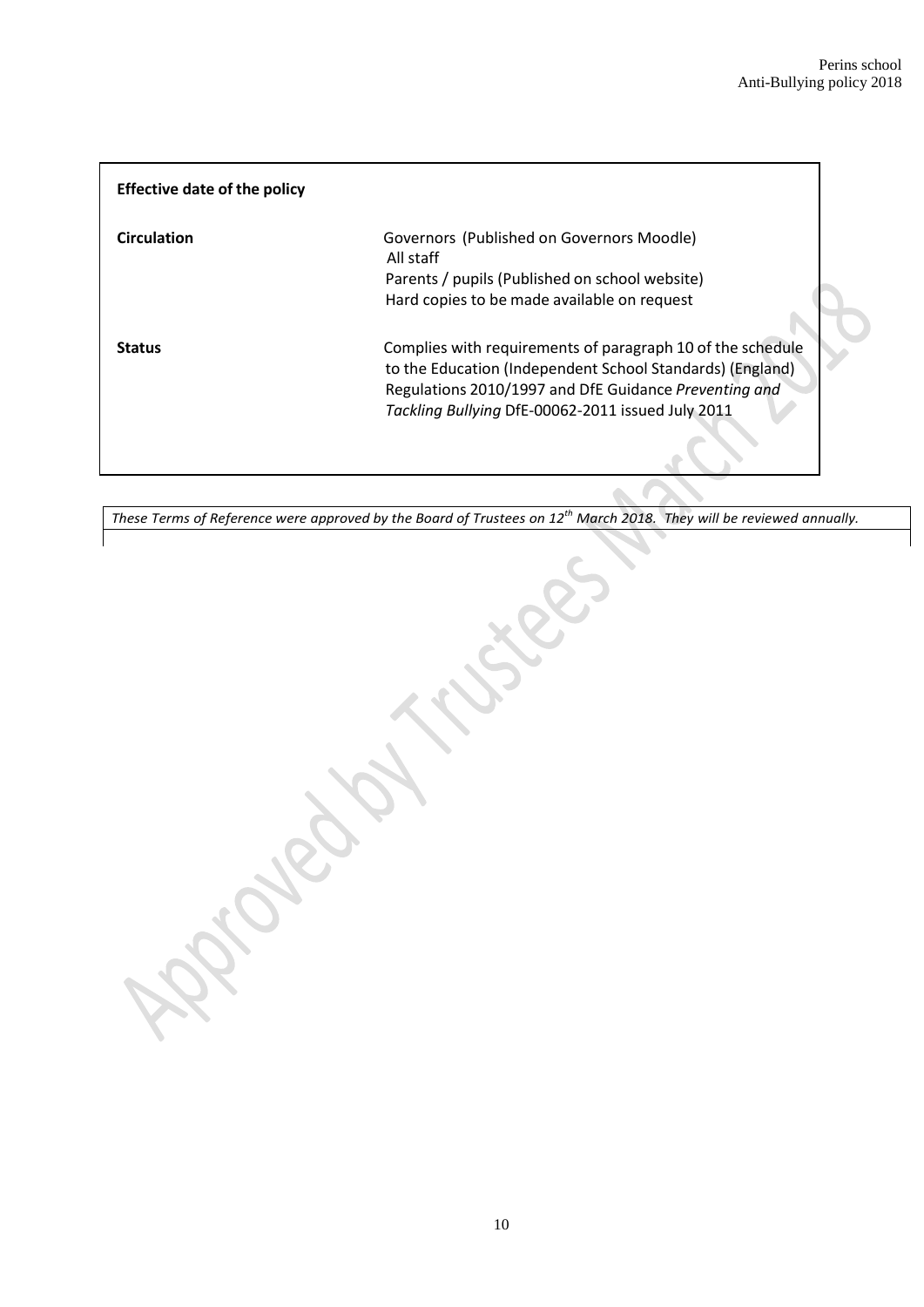| | |
|---|---|
| **Effective date of the policy** | |
| **Circulation** | Governors (Published on Governors Moodle)<br>All staff<br>Parents / pupils (Published on school website)<br>Hard copies to be made available on request |
| **Status** | Complies with requirements of paragraph 10 of the schedule to the Education (Independent School Standards) (England) Regulations 2010/1997 and DfE Guidance *Preventing and Tackling Bullying* DfE-00062-2011 issued July 2011 |

*These Terms of Reference were approved by the Board of Trustees on 12th March 2018. They will be reviewed annually.*